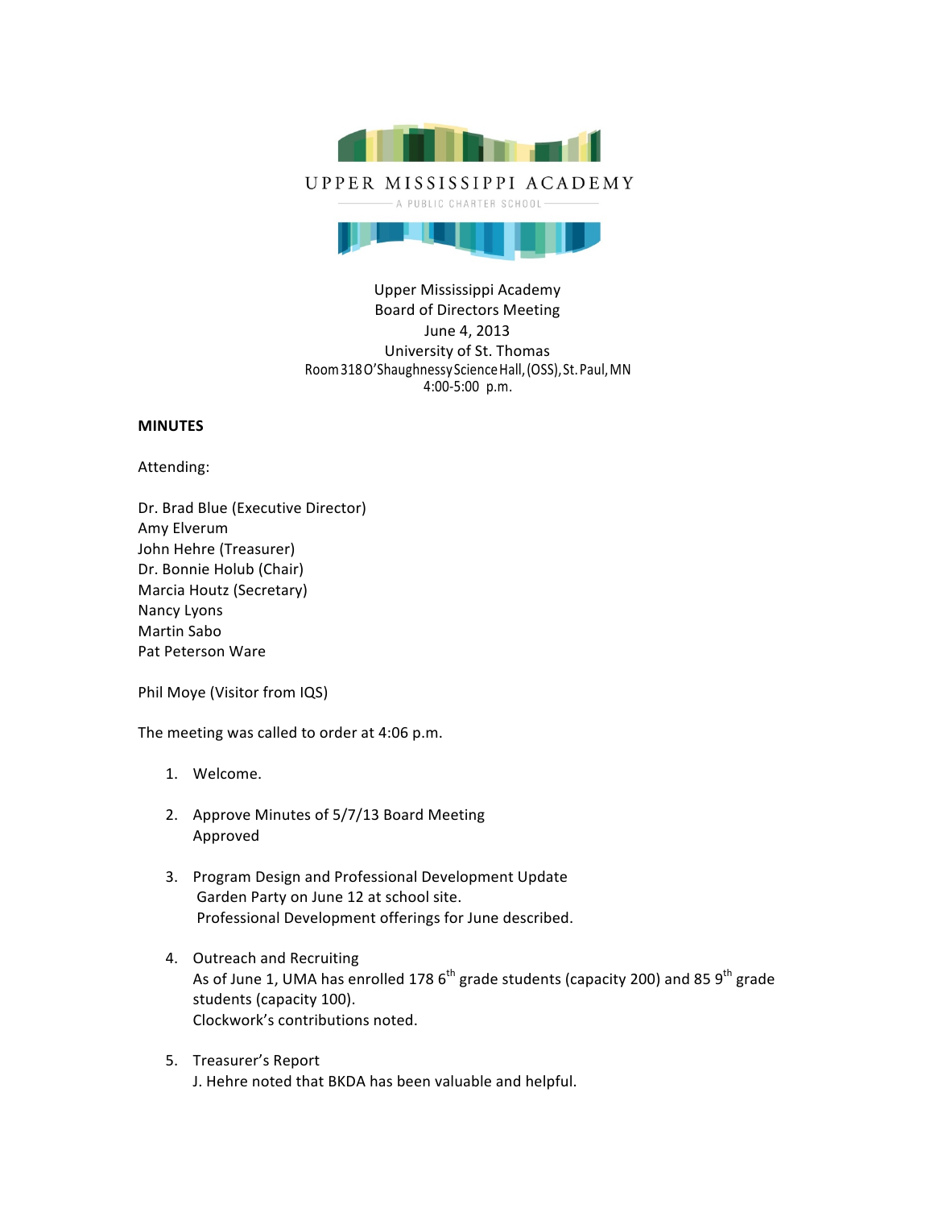UPPER MISSISSIPPI ACADEMY

A PUBLIC CHARTER SCHOOL

Upper Mississippi Academy
Board of Directors Meeting
June 4, 2013
University of St. Thomas
Room 318 O'Shaughnessy Science Hall, (OSS), St. Paul, MN
4:00-5:00 p.m.

**MINUTES**

Attending:

Dr. Brad Blue (Executive Director)
Amy Elverum
John Hehre (Treasurer)
Dr. Bonnie Holub (Chair)
Marcia Houtz (Secretary)
Nancy Lyons
Martin Sabo
Pat Peterson Ware

Phil Moye (Visitor from IQS)

The meeting was called to order at 4:06 p.m.

1. Welcome.

2. Approve Minutes of 5/7/13 Board Meeting
   Approved

3. Program Design and Professional Development Update
   Garden Party on June 12 at school site.
   Professional Development offerings for June described.

4. Outreach and Recruiting
   As of June 1, UMA has enrolled 178 6th grade students (capacity 200) and 85 9th grade students (capacity 100).
   Clockwork's contributions noted.

5. Treasurer's Report
   J. Hehre noted that BKDA has been valuable and helpful.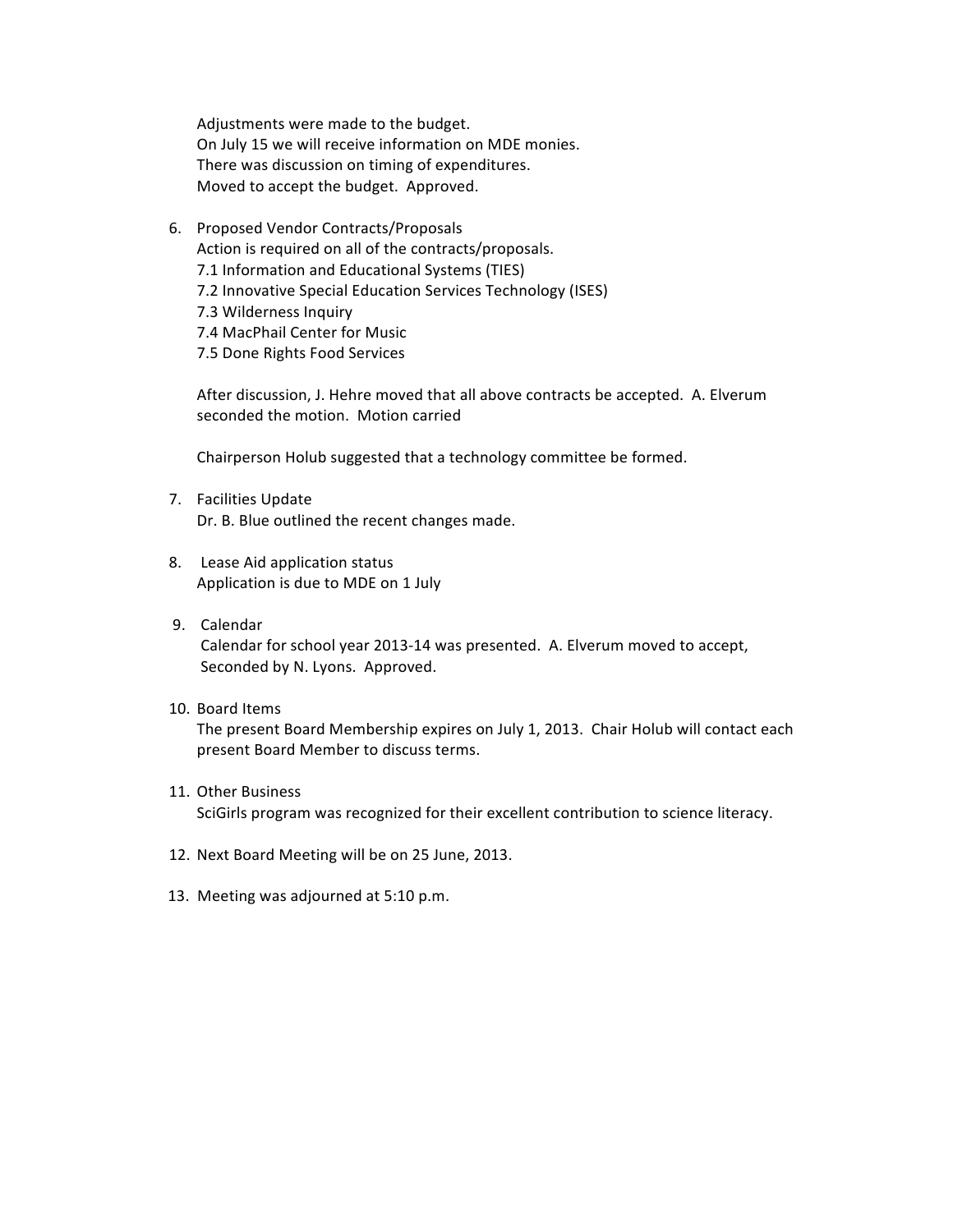Adjustments were made to the budget.
On July 15 we will receive information on MDE monies.
There was discussion on timing of expenditures.
Moved to accept the budget. Approved.

6. Proposed Vendor Contracts/Proposals
   Action is required on all of the contracts/proposals.
   7.1 Information and Educational Systems (TIES)
   7.2 Innovative Special Education Services Technology (ISES)
   7.3 Wilderness Inquiry
   7.4 MacPhail Center for Music
   7.5 Done Rights Food Services

   After discussion, J. Hehre moved that all above contracts be accepted. A. Elverum seconded the motion. Motion carried

   Chairperson Holub suggested that a technology committee be formed.

7. Facilities Update
   Dr. B. Blue outlined the recent changes made.

8. Lease Aid application status
   Application is due to MDE on 1 July

9. Calendar
   Calendar for school year 2013-14 was presented. A. Elverum moved to accept, Seconded by N. Lyons. Approved.

10. Board Items
    The present Board Membership expires on July 1, 2013. Chair Holub will contact each present Board Member to discuss terms.

11. Other Business
    SciGirls program was recognized for their excellent contribution to science literacy.

12. Next Board Meeting will be on 25 June, 2013.

13. Meeting was adjourned at 5:10 p.m.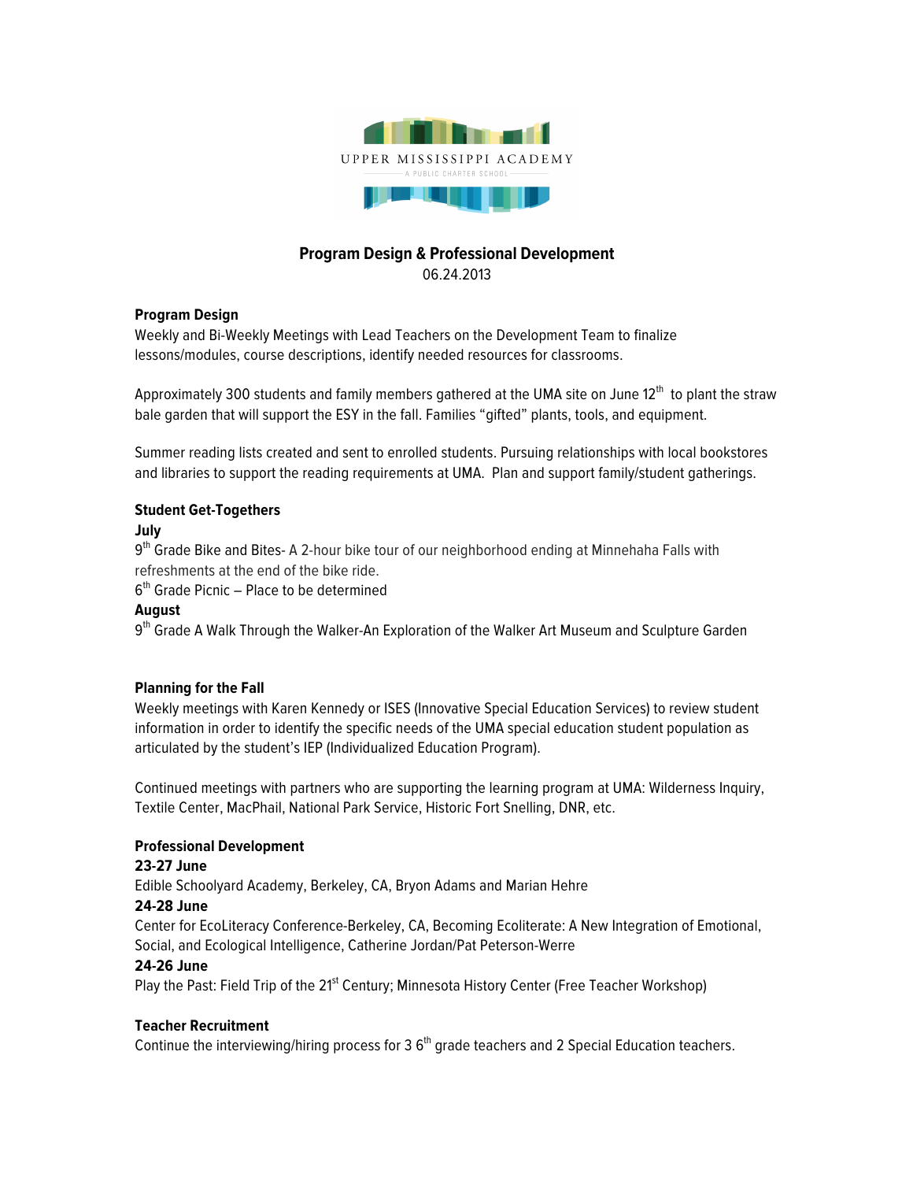UPPER MISSISSIPPI ACADEMY

A PUBLIC CHARTER SCHOOL

## Program Design & Professional Development

06.24.2013

### Program Design

Weekly and Bi-Weekly Meetings with Lead Teachers on the Development Team to finalize lessons/modules, course descriptions, identify needed resources for classrooms.

Approximately 300 students and family members gathered at the UMA site on June 12th to plant the straw bale garden that will support the ESY in the fall. Families "gifted" plants, tools, and equipment.

Summer reading lists created and sent to enrolled students. Pursuing relationships with local bookstores and libraries to support the reading requirements at UMA. Plan and support family/student gatherings.

### Student Get-Togethers

**July**

9th Grade Bike and Bites- A 2-hour bike tour of our neighborhood ending at Minnehaha Falls with refreshments at the end of the bike ride.

6th Grade Picnic – Place to be determined

**August**

9th Grade A Walk Through the Walker-An Exploration of the Walker Art Museum and Sculpture Garden

### Planning for the Fall

Weekly meetings with Karen Kennedy or ISES (Innovative Special Education Services) to review student information in order to identify the specific needs of the UMA special education student population as articulated by the student's IEP (Individualized Education Program).

Continued meetings with partners who are supporting the learning program at UMA: Wilderness Inquiry, Textile Center, MacPhail, National Park Service, Historic Fort Snelling, DNR, etc.

### Professional Development

**23-27 June**

Edible Schoolyard Academy, Berkeley, CA, Bryon Adams and Marian Hehre

**24-28 June**

Center for EcoLiteracy Conference-Berkeley, CA, Becoming Ecoliterate: A New Integration of Emotional, Social, and Ecological Intelligence, Catherine Jordan/Pat Peterson-Werre

**24-26 June**

Play the Past: Field Trip of the 21st Century; Minnesota History Center (Free Teacher Workshop)

### Teacher Recruitment

Continue the interviewing/hiring process for 3 6th grade teachers and 2 Special Education teachers.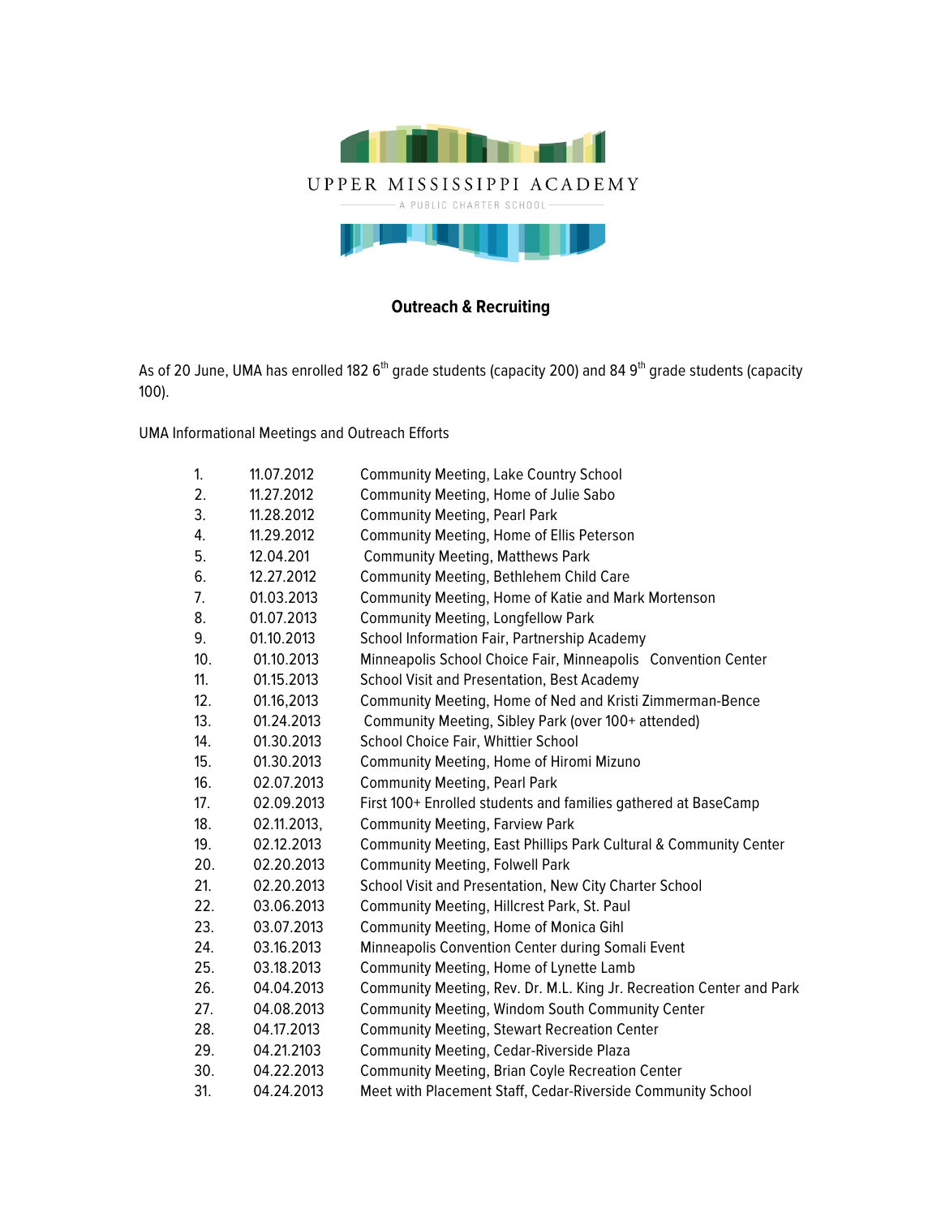UPPER MISSISSIPPI ACADEMY

A PUBLIC CHARTER SCHOOL

**Outreach & Recruiting**

As of 20 June, UMA has enrolled 182 6th grade students (capacity 200) and 84 9th grade students (capacity 100).

UMA Informational Meetings and Outreach Efforts

1. 11.07.2012 Community Meeting, Lake Country School
2. 11.27.2012 Community Meeting, Home of Julie Sabo
3. 11.28.2012 Community Meeting, Pearl Park
4. 11.29.2012 Community Meeting, Home of Ellis Peterson
5. 12.04.201 Community Meeting, Matthews Park
6. 12.27.2012 Community Meeting, Bethlehem Child Care
7. 01.03.2013 Community Meeting, Home of Katie and Mark Mortenson
8. 01.07.2013 Community Meeting, Longfellow Park
9. 01.10.2013 School Information Fair, Partnership Academy
10. 01.10.2013 Minneapolis School Choice Fair, Minneapolis Convention Center
11. 01.15.2013 School Visit and Presentation, Best Academy
12. 01.16,2013 Community Meeting, Home of Ned and Kristi Zimmerman-Bence
13. 01.24.2013 Community Meeting, Sibley Park (over 100+ attended)
14. 01.30.2013 School Choice Fair, Whittier School
15. 01.30.2013 Community Meeting, Home of Hiromi Mizuno
16. 02.07.2013 Community Meeting, Pearl Park
17. 02.09.2013 First 100+ Enrolled students and families gathered at BaseCamp
18. 02.11.2013, Community Meeting, Farview Park
19. 02.12.2013 Community Meeting, East Phillips Park Cultural & Community Center
20. 02.20.2013 Community Meeting, Folwell Park
21. 02.20.2013 School Visit and Presentation, New City Charter School
22. 03.06.2013 Community Meeting, Hillcrest Park, St. Paul
23. 03.07.2013 Community Meeting, Home of Monica Gihl
24. 03.16.2013 Minneapolis Convention Center during Somali Event
25. 03.18.2013 Community Meeting, Home of Lynette Lamb
26. 04.04.2013 Community Meeting, Rev. Dr. M.L. King Jr. Recreation Center and Park
27. 04.08.2013 Community Meeting, Windom South Community Center
28. 04.17.2013 Community Meeting, Stewart Recreation Center
29. 04.21.2103 Community Meeting, Cedar-Riverside Plaza
30. 04.22.2013 Community Meeting, Brian Coyle Recreation Center
31. 04.24.2013 Meet with Placement Staff, Cedar-Riverside Community School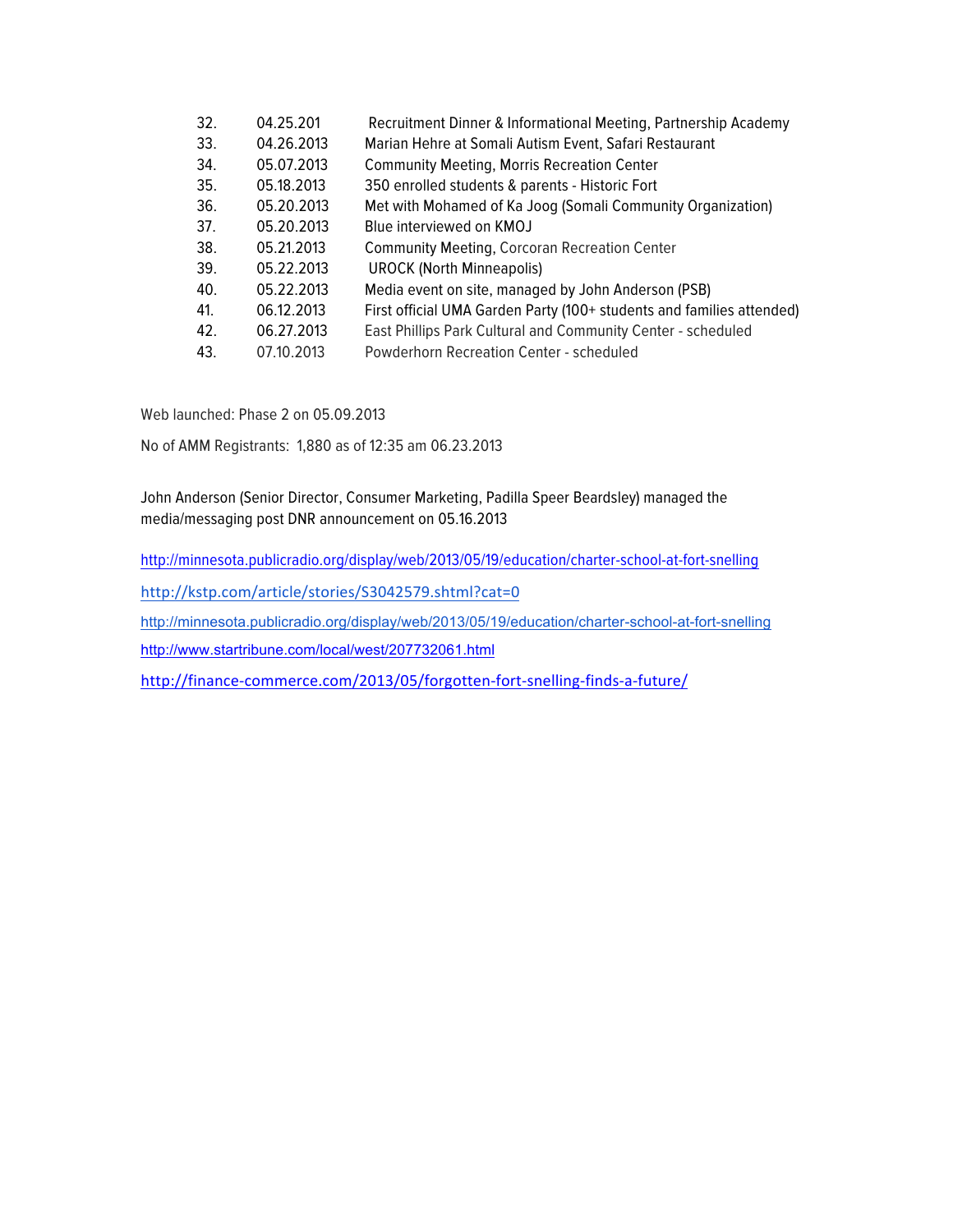| | | |
|---|---|---|
| 32. | 04.25.201 | Recruitment Dinner & Informational Meeting, Partnership Academy |
| 33. | 04.26.2013 | Marian Hehre at Somali Autism Event, Safari Restaurant |
| 34. | 05.07.2013 | Community Meeting, Morris Recreation Center |
| 35. | 05.18.2013 | 350 enrolled students & parents - Historic Fort |
| 36. | 05.20.2013 | Met with Mohamed of Ka Joog (Somali Community Organization) |
| 37. | 05.20.2013 | Blue interviewed on KMOJ |
| 38. | 05.21.2013 | Community Meeting, Corcoran Recreation Center |
| 39. | 05.22.2013 | UROCK (North Minneapolis) |
| 40. | 05.22.2013 | Media event on site, managed by John Anderson (PSB) |
| 41. | 06.12.2013 | First official UMA Garden Party (100+ students and families attended) |
| 42. | 06.27.2013 | East Phillips Park Cultural and Community Center - scheduled |
| 43. | 07.10.2013 | Powderhorn Recreation Center - scheduled |

Web launched: Phase 2 on 05.09.2013

No of AMM Registrants: 1,880 as of 12:35 am 06.23.2013

John Anderson (Senior Director, Consumer Marketing, Padilla Speer Beardsley) managed the media/messaging post DNR announcement on 05.16.2013

http://minnesota.publicradio.org/display/web/2013/05/19/education/charter-school-at-fort-snelling

http://kstp.com/article/stories/S3042579.shtml?cat=0

http://minnesota.publicradio.org/display/web/2013/05/19/education/charter-school-at-fort-snelling

http://www.startribune.com/local/west/207732061.html

http://finance-commerce.com/2013/05/forgotten-fort-snelling-finds-a-future/